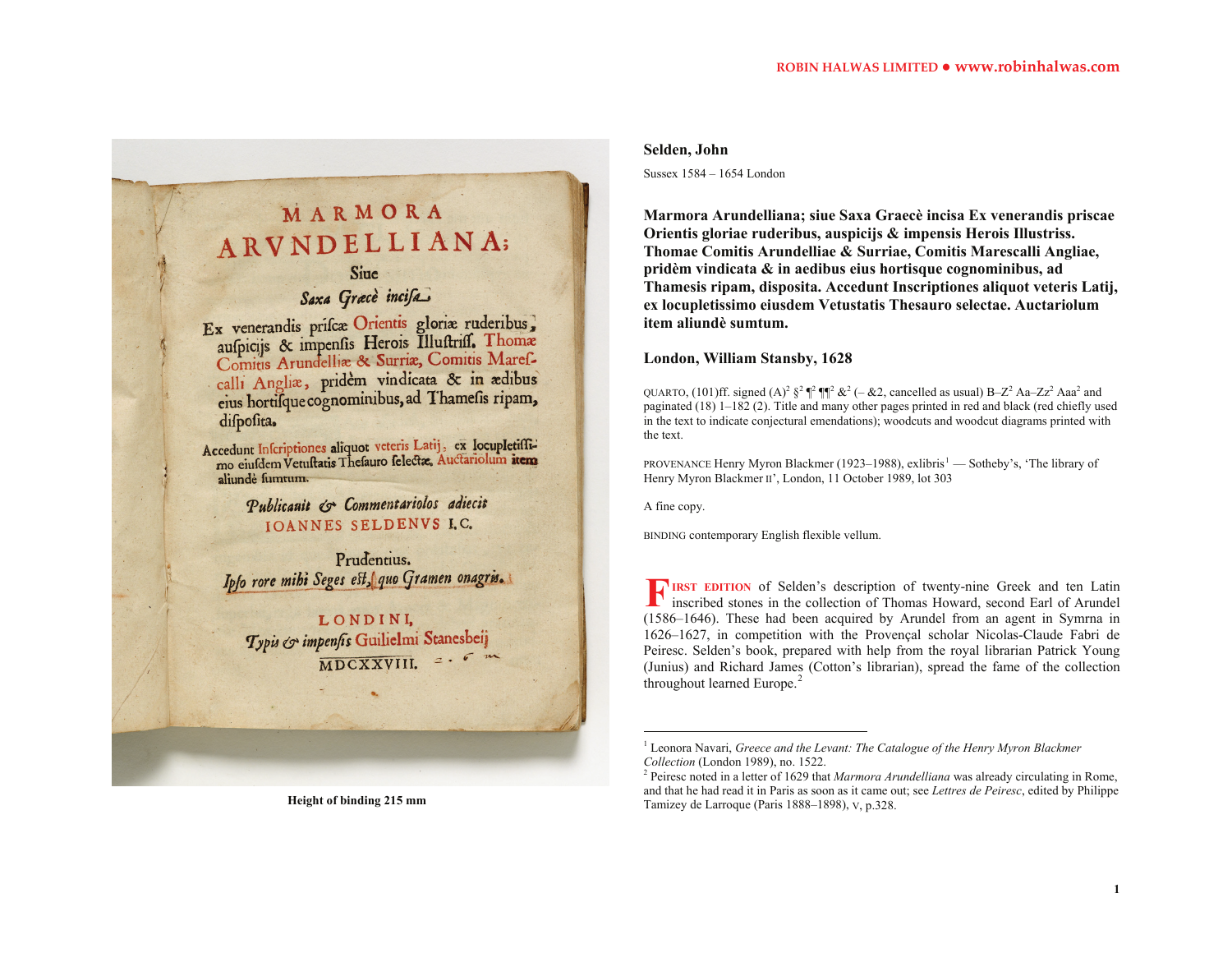**Selden, John**

Sussex 1584 – 1654 London

**Marmora Arundelliana; siue Saxa Graecè incisa Ex venerandis priscae Orientis gloriae ruderibus, auspicijs & impensis Herois Illustriss. Thomae Comitis Arundelliae & Surriae, Comitis Marescalli Angliae, pridèm vindicata & in aedibus eius hortisque cognominibus, ad Thamesis ripam, disposita. Accedunt Inscriptiones aliquot veteris Latij, ex locupletissimo eiusdem Vetustatis Thesauro selectae. Auctariolum item aliundè sumtum.**

**London, William Stansby, 1628**

QUARTO, (101)ff. signed (A)$^2$ §$^2$ ¶$^2$ ¶¶$^2$ &$^2$ (– &2, cancelled as usual) B–Z$^2$ Aa–Zz$^2$ Aaa$^2$ and paginated (18) 1–182 (2). Title and many other pages printed in red and black (red chiefly used in the text to indicate conjectural emendations); woodcuts and woodcut diagrams printed with the text.

PROVENANCE Henry Myron Blackmer (1923–1988), exlibris[1] — Sotheby's, 'The library of Henry Myron Blackmer II', London, 11 October 1989, lot 303

A fine copy.

BINDING contemporary English flexible vellum.

Height of binding 215 mm

FIRST EDITION of Selden's description of twenty-nine Greek and ten Latin inscribed stones in the collection of Thomas Howard, second Earl of Arundel (1586–1646). These had been acquired by Arundel from an agent in Symrna in 1626–1627, in competition with the Provençal scholar Nicolas-Claude Fabri de Peiresc. Selden's book, prepared with help from the royal librarian Patrick Young (Junius) and Richard James (Cotton's librarian), spread the fame of the collection throughout learned Europe.[2]

---

[1] Leonora Navari, *Greece and the Levant: The Catalogue of the Henry Myron Blackmer Collection* (London 1989), no. 1522.

[2] Peiresc noted in a letter of 1629 that *Marmora Arundelliana* was already circulating in Rome, and that he had read it in Paris as soon as it came out; see *Lettres de Peiresc*, edited by Philippe Tamizey de Larroque (Paris 1888–1898), V, p.328.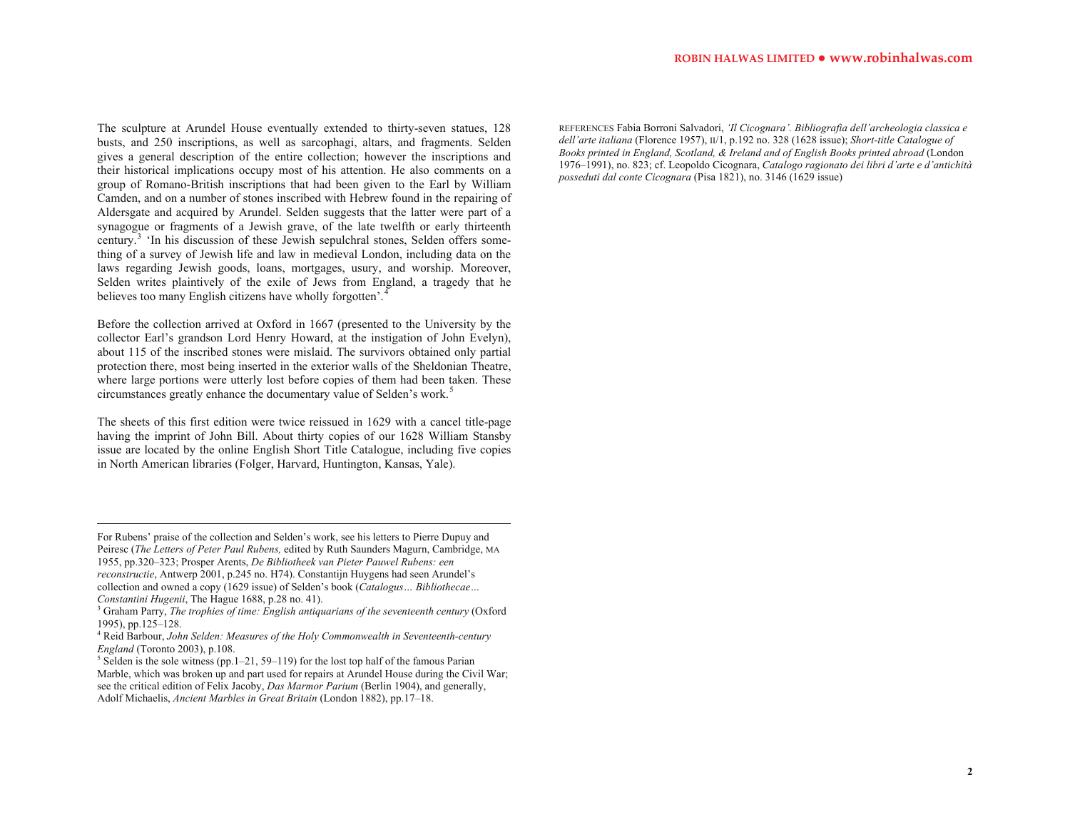The sculpture at Arundel House eventually extended to thirty-seven statues, 128 busts, and 250 inscriptions, as well as sarcophagi, altars, and fragments. Selden gives a general description of the entire collection; however the inscriptions and their historical implications occupy most of his attention. He also comments on a group of Romano-British inscriptions that had been given to the Earl by William Camden, and on a number of stones inscribed with Hebrew found in the repairing of Aldersgate and acquired by Arundel. Selden suggests that the latter were part of a synagogue or fragments of a Jewish grave, of the late twelfth or early thirteenth century.[3] 'In his discussion of these Jewish sepulchral stones, Selden offers something of a survey of Jewish life and law in medieval London, including data on the laws regarding Jewish goods, loans, mortgages, usury, and worship. Moreover, Selden writes plaintively of the exile of Jews from England, a tragedy that he believes too many English citizens have wholly forgotten'.[4]

Before the collection arrived at Oxford in 1667 (presented to the University by the collector Earl's grandson Lord Henry Howard, at the instigation of John Evelyn), about 115 of the inscribed stones were mislaid. The survivors obtained only partial protection there, most being inserted in the exterior walls of the Sheldonian Theatre, where large portions were utterly lost before copies of them had been taken. These circumstances greatly enhance the documentary value of Selden's work.[5]

The sheets of this first edition were twice reissued in 1629 with a cancel title-page having the imprint of John Bill. About thirty copies of our 1628 William Stansby issue are located by the online English Short Title Catalogue, including five copies in North American libraries (Folger, Harvard, Huntington, Kansas, Yale).

REFERENCES Fabia Borroni Salvadori, *'Il Cicognara'. Bibliografia dell'archeologia classica e dell'arte italiana* (Florence 1957), II/1, p.192 no. 328 (1628 issue); *Short-title Catalogue of Books printed in England, Scotland, & Ireland and of English Books printed abroad* (London 1976–1991), no. 823; cf. Leopoldo Cicognara, *Catalogo ragionato dei libri d'arte e d'antichità posseduti dal conte Cicognara* (Pisa 1821), no. 3146 (1629 issue)

---

For Rubens' praise of the collection and Selden's work, see his letters to Pierre Dupuy and Peiresc (*The Letters of Peter Paul Rubens,* edited by Ruth Saunders Magurn, Cambridge, MA 1955, pp.320–323; Prosper Arents, *De Bibliotheek van Pieter Pauwel Rubens: een reconstructie*, Antwerp 2001, p.245 no. H74). Constantijn Huygens had seen Arundel's collection and owned a copy (1629 issue) of Selden's book (*Catalogus… Bibliothecae… Constantini Hugenii*, The Hague 1688, p.28 no. 41).

[3] Graham Parry, *The trophies of time: English antiquarians of the seventeenth century* (Oxford 1995), pp.125–128.

[4] Reid Barbour, *John Selden: Measures of the Holy Commonwealth in Seventeenth-century England* (Toronto 2003), p.108.

[5] Selden is the sole witness (pp.1–21, 59–119) for the lost top half of the famous Parian Marble, which was broken up and part used for repairs at Arundel House during the Civil War; see the critical edition of Felix Jacoby, *Das Marmor Parium* (Berlin 1904), and generally, Adolf Michaelis, *Ancient Marbles in Great Britain* (London 1882), pp.17–18.